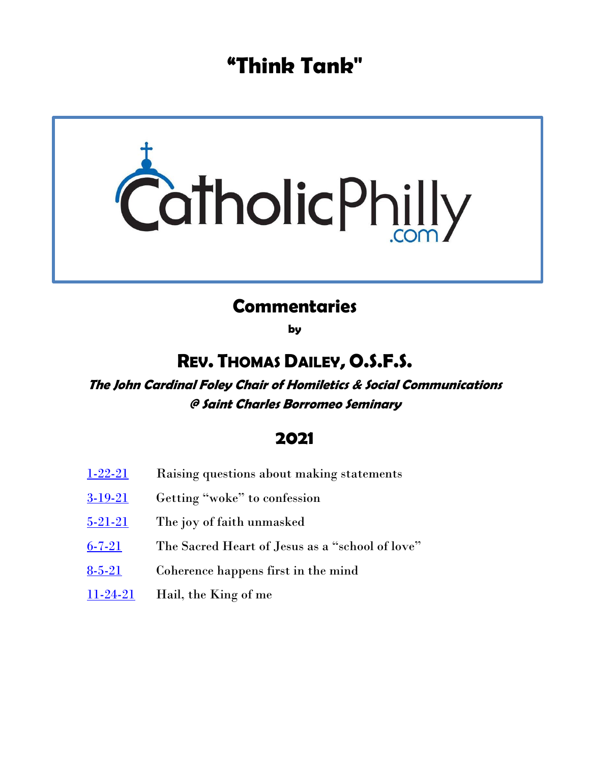# "Think Tank"

CatholicPhilly.com

## Commentaries

**by**

## REV. THOMAS DAILEY, O.S.F.S.

***The John Cardinal Foley Chair of Homiletics & Social Communications @ Saint Charles Borromeo Seminary***

## 2021

| | |
|---|---|
| 1-22-21 | Raising questions about making statements |
| 3-19-21 | Getting "woke" to confession |
| 5-21-21 | The joy of faith unmasked |
| 6-7-21 | The Sacred Heart of Jesus as a "school of love" |
| 8-5-21 | Coherence happens first in the mind |
| 11-24-21 | Hail, the King of me |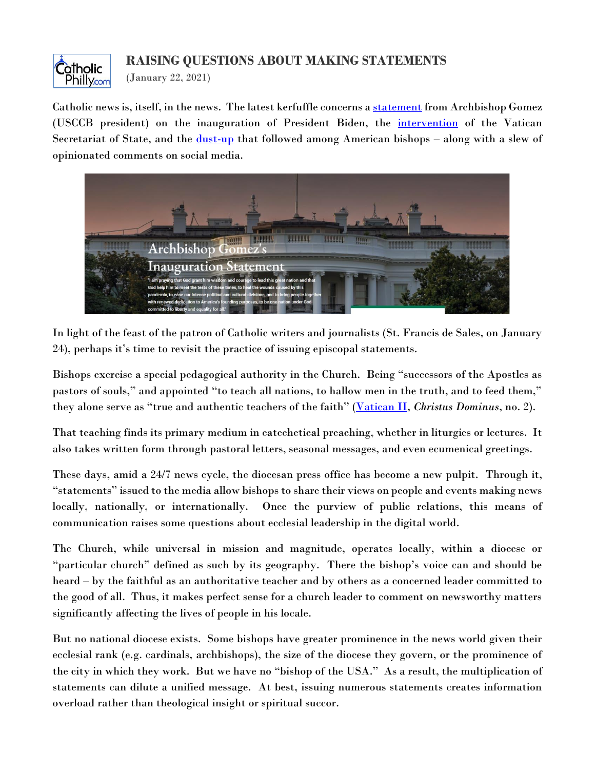## RAISING QUESTIONS ABOUT MAKING STATEMENTS

(January 22, 2021)

Catholic news is, itself, in the news. The latest kerfuffle concerns a statement from Archbishop Gomez (USCCB president) on the inauguration of President Biden, the intervention of the Vatican Secretariat of State, and the dust-up that followed among American bishops – along with a slew of opinionated comments on social media.

In light of the feast of the patron of Catholic writers and journalists (St. Francis de Sales, on January 24), perhaps it's time to revisit the practice of issuing episcopal statements.

Bishops exercise a special pedagogical authority in the Church. Being "successors of the Apostles as pastors of souls," and appointed "to teach all nations, to hallow men in the truth, and to feed them," they alone serve as "true and authentic teachers of the faith" (Vatican II, *Christus Dominus*, no. 2).

That teaching finds its primary medium in catechetical preaching, whether in liturgies or lectures. It also takes written form through pastoral letters, seasonal messages, and even ecumenical greetings.

These days, amid a 24/7 news cycle, the diocesan press office has become a new pulpit. Through it, "statements" issued to the media allow bishops to share their views on people and events making news locally, nationally, or internationally. Once the purview of public relations, this means of communication raises some questions about ecclesial leadership in the digital world.

The Church, while universal in mission and magnitude, operates locally, within a diocese or "particular church" defined as such by its geography. There the bishop's voice can and should be heard – by the faithful as an authoritative teacher and by others as a concerned leader committed to the good of all. Thus, it makes perfect sense for a church leader to comment on newsworthy matters significantly affecting the lives of people in his locale.

But no national diocese exists. Some bishops have greater prominence in the news world given their ecclesial rank (e.g. cardinals, archbishops), the size of the diocese they govern, or the prominence of the city in which they work. But we have no "bishop of the USA." As a result, the multiplication of statements can dilute a unified message. At best, issuing numerous statements creates information overload rather than theological insight or spiritual succor.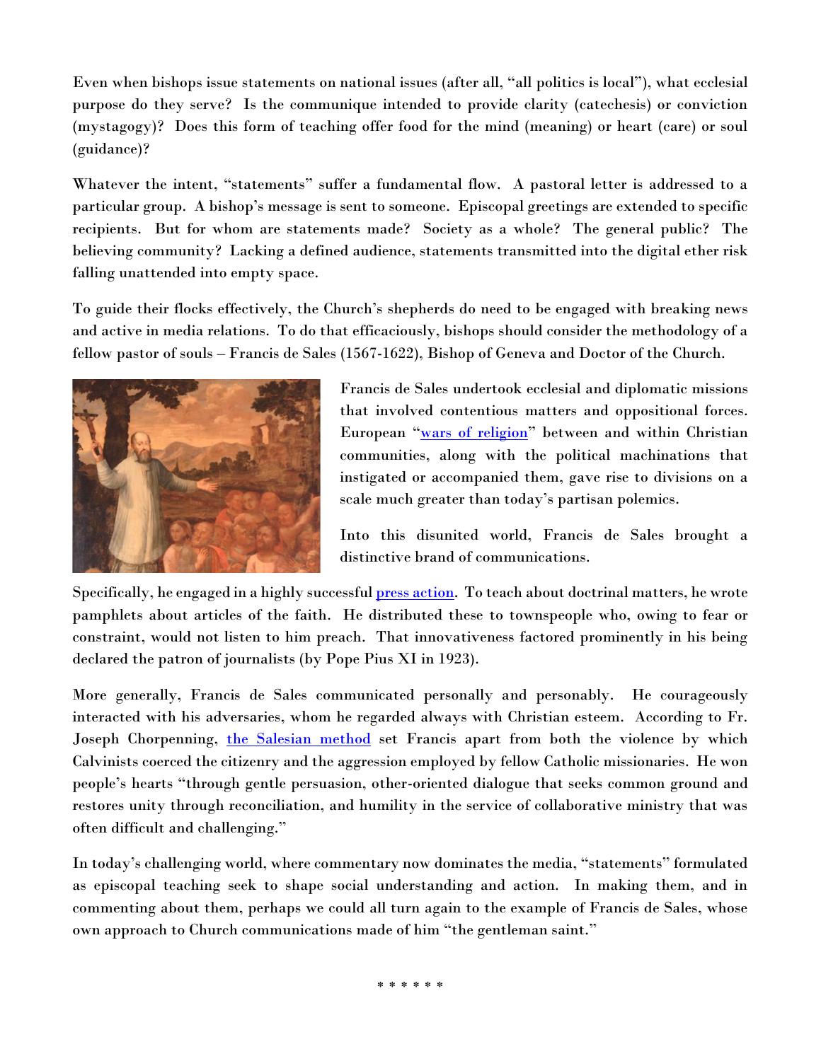Even when bishops issue statements on national issues (after all, "all politics is local"), what ecclesial purpose do they serve? Is the communique intended to provide clarity (catechesis) or conviction (mystagogy)? Does this form of teaching offer food for the mind (meaning) or heart (care) or soul (guidance)?

Whatever the intent, "statements" suffer a fundamental flow. A pastoral letter is addressed to a particular group. A bishop's message is sent to someone. Episcopal greetings are extended to specific recipients. But for whom are statements made? Society as a whole? The general public? The believing community? Lacking a defined audience, statements transmitted into the digital ether risk falling unattended into empty space.

To guide their flocks effectively, the Church's shepherds do need to be engaged with breaking news and active in media relations. To do that efficaciously, bishops should consider the methodology of a fellow pastor of souls – Francis de Sales (1567-1622), Bishop of Geneva and Doctor of the Church.

Francis de Sales undertook ecclesial and diplomatic missions that involved contentious matters and oppositional forces. European "[wars of religion]" between and within Christian communities, along with the political machinations that instigated or accompanied them, gave rise to divisions on a scale much greater than today's partisan polemics.

Into this disunited world, Francis de Sales brought a distinctive brand of communications.

Specifically, he engaged in a highly successful [press action]. To teach about doctrinal matters, he wrote pamphlets about articles of the faith. He distributed these to townspeople who, owing to fear or constraint, would not listen to him preach. That innovativeness factored prominently in his being declared the patron of journalists (by Pope Pius XI in 1923).

More generally, Francis de Sales communicated personally and personably. He courageously interacted with his adversaries, whom he regarded always with Christian esteem. According to Fr. Joseph Chorpenning, [the Salesian method] set Francis apart from both the violence by which Calvinists coerced the citizenry and the aggression employed by fellow Catholic missionaries. He won people's hearts "through gentle persuasion, other-oriented dialogue that seeks common ground and restores unity through reconciliation, and humility in the service of collaborative ministry that was often difficult and challenging."

In today's challenging world, where commentary now dominates the media, "statements" formulated as episcopal teaching seek to shape social understanding and action. In making them, and in commenting about them, perhaps we could all turn again to the example of Francis de Sales, whose own approach to Church communications made of him "the gentleman saint."

\* \* \* \* \* \*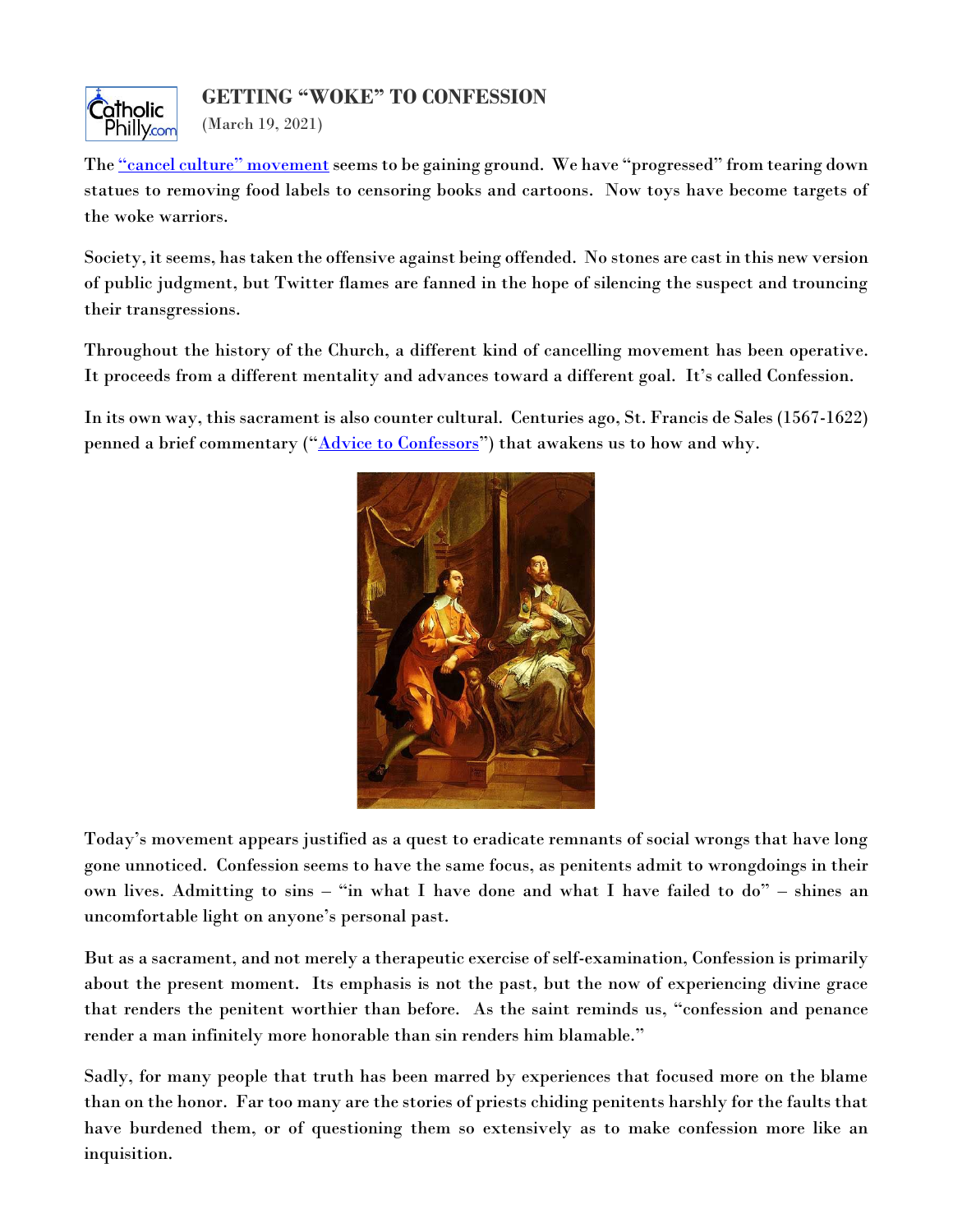## GETTING "WOKE" TO CONFESSION

(March 19, 2021)

The "cancel culture" movement seems to be gaining ground. We have "progressed" from tearing down statues to removing food labels to censoring books and cartoons. Now toys have become targets of the woke warriors.

Society, it seems, has taken the offensive against being offended. No stones are cast in this new version of public judgment, but Twitter flames are fanned in the hope of silencing the suspect and trouncing their transgressions.

Throughout the history of the Church, a different kind of cancelling movement has been operative. It proceeds from a different mentality and advances toward a different goal. It's called Confession.

In its own way, this sacrament is also counter cultural. Centuries ago, St. Francis de Sales (1567-1622) penned a brief commentary ("Advice to Confessors") that awakens us to how and why.

Today's movement appears justified as a quest to eradicate remnants of social wrongs that have long gone unnoticed. Confession seems to have the same focus, as penitents admit to wrongdoings in their own lives. Admitting to sins – "in what I have done and what I have failed to do" – shines an uncomfortable light on anyone's personal past.

But as a sacrament, and not merely a therapeutic exercise of self-examination, Confession is primarily about the present moment. Its emphasis is not the past, but the now of experiencing divine grace that renders the penitent worthier than before. As the saint reminds us, "confession and penance render a man infinitely more honorable than sin renders him blamable."

Sadly, for many people that truth has been marred by experiences that focused more on the blame than on the honor. Far too many are the stories of priests chiding penitents harshly for the faults that have burdened them, or of questioning them so extensively as to make confession more like an inquisition.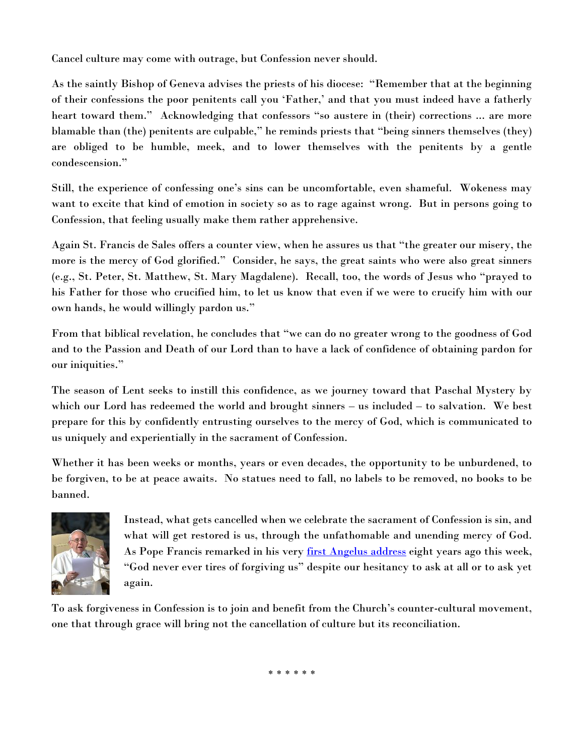Cancel culture may come with outrage, but Confession never should.

As the saintly Bishop of Geneva advises the priests of his diocese: "Remember that at the beginning of their confessions the poor penitents call you 'Father,' and that you must indeed have a fatherly heart toward them." Acknowledging that confessors "so austere in (their) corrections … are more blamable than (the) penitents are culpable," he reminds priests that "being sinners themselves (they) are obliged to be humble, meek, and to lower themselves with the penitents by a gentle condescension."

Still, the experience of confessing one's sins can be uncomfortable, even shameful. Wokeness may want to excite that kind of emotion in society so as to rage against wrong. But in persons going to Confession, that feeling usually make them rather apprehensive.

Again St. Francis de Sales offers a counter view, when he assures us that "the greater our misery, the more is the mercy of God glorified." Consider, he says, the great saints who were also great sinners (e.g., St. Peter, St. Matthew, St. Mary Magdalene). Recall, too, the words of Jesus who "prayed to his Father for those who crucified him, to let us know that even if we were to crucify him with our own hands, he would willingly pardon us."

From that biblical revelation, he concludes that "we can do no greater wrong to the goodness of God and to the Passion and Death of our Lord than to have a lack of confidence of obtaining pardon for our iniquities."

The season of Lent seeks to instill this confidence, as we journey toward that Paschal Mystery by which our Lord has redeemed the world and brought sinners – us included – to salvation. We best prepare for this by confidently entrusting ourselves to the mercy of God, which is communicated to us uniquely and experientially in the sacrament of Confession.

Whether it has been weeks or months, years or even decades, the opportunity to be unburdened, to be forgiven, to be at peace awaits. No statues need to fall, no labels to be removed, no books to be banned.

Instead, what gets cancelled when we celebrate the sacrament of Confession is sin, and what will get restored is us, through the unfathomable and unending mercy of God. As Pope Francis remarked in his very first Angelus address eight years ago this week, "God never ever tires of forgiving us" despite our hesitancy to ask at all or to ask yet again.

To ask forgiveness in Confession is to join and benefit from the Church's counter-cultural movement, one that through grace will bring not the cancellation of culture but its reconciliation.

\* \* \* \* \* \*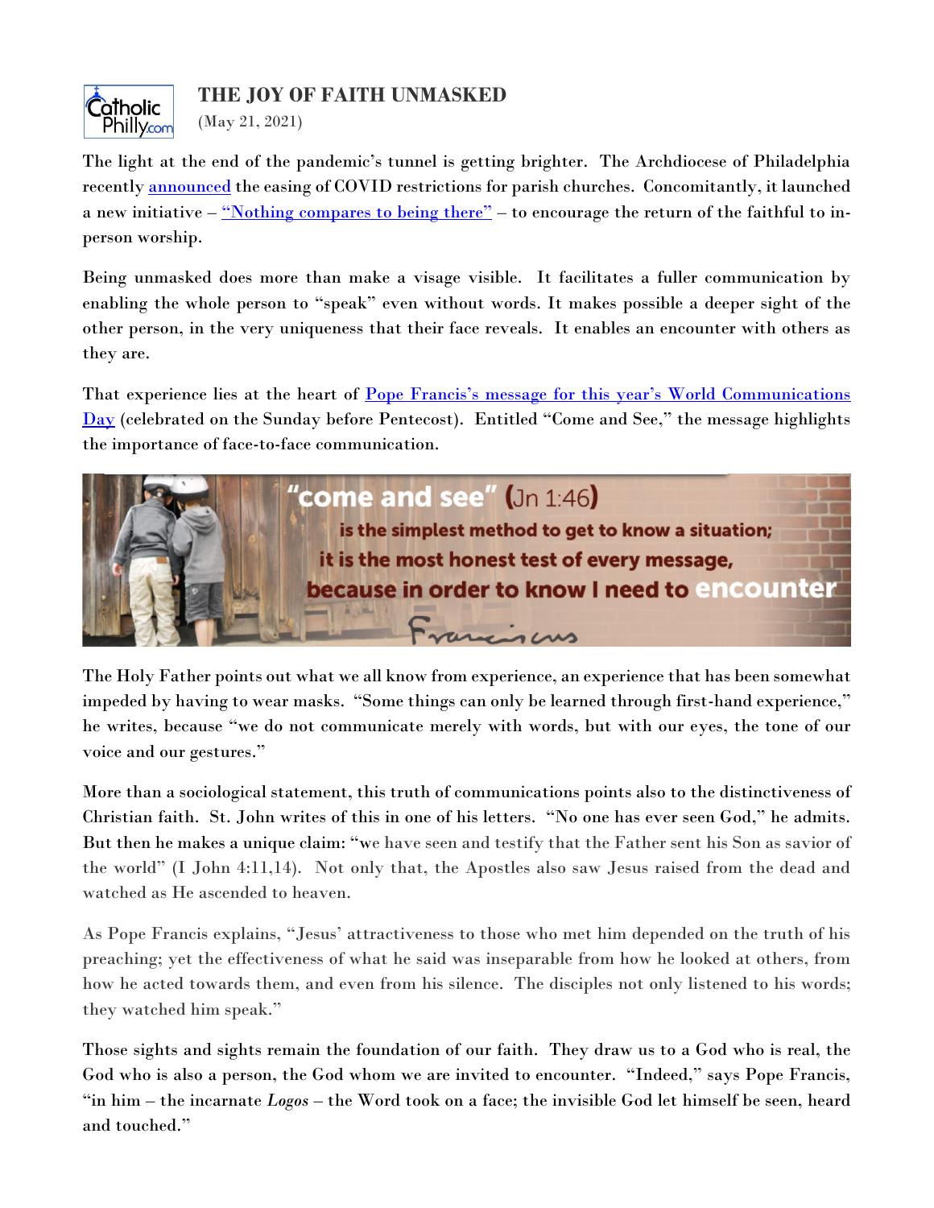## THE JOY OF FAITH UNMASKED

(May 21, 2021)

The light at the end of the pandemic's tunnel is getting brighter. The Archdiocese of Philadelphia recently announced the easing of COVID restrictions for parish churches. Concomitantly, it launched a new initiative – "Nothing compares to being there" – to encourage the return of the faithful to in-person worship.

Being unmasked does more than make a visage visible. It facilitates a fuller communication by enabling the whole person to "speak" even without words. It makes possible a deeper sight of the other person, in the very uniqueness that their face reveals. It enables an encounter with others as they are.

That experience lies at the heart of Pope Francis's message for this year's World Communications Day (celebrated on the Sunday before Pentecost). Entitled "Come and See," the message highlights the importance of face-to-face communication.

"come and see" (Jn 1:46) is the simplest method to get to know a situation; it is the most honest test of every message, because in order to know I need to encounter

Franciscus

The Holy Father points out what we all know from experience, an experience that has been somewhat impeded by having to wear masks. "Some things can only be learned through first-hand experience," he writes, because "we do not communicate merely with words, but with our eyes, the tone of our voice and our gestures."

More than a sociological statement, this truth of communications points also to the distinctiveness of Christian faith. St. John writes of this in one of his letters. "No one has ever seen God," he admits. But then he makes a unique claim: "we have seen and testify that the Father sent his Son as savior of the world" (I John 4:11,14). Not only that, the Apostles also saw Jesus raised from the dead and watched as He ascended to heaven.

As Pope Francis explains, "Jesus' attractiveness to those who met him depended on the truth of his preaching; yet the effectiveness of what he said was inseparable from how he looked at others, from how he acted towards them, and even from his silence. The disciples not only listened to his words; they watched him speak."

Those sights and sights remain the foundation of our faith. They draw us to a God who is real, the God who is also a person, the God whom we are invited to encounter. "Indeed," says Pope Francis, "in him – the incarnate *Logos* – the Word took on a face; the invisible God let himself be seen, heard and touched."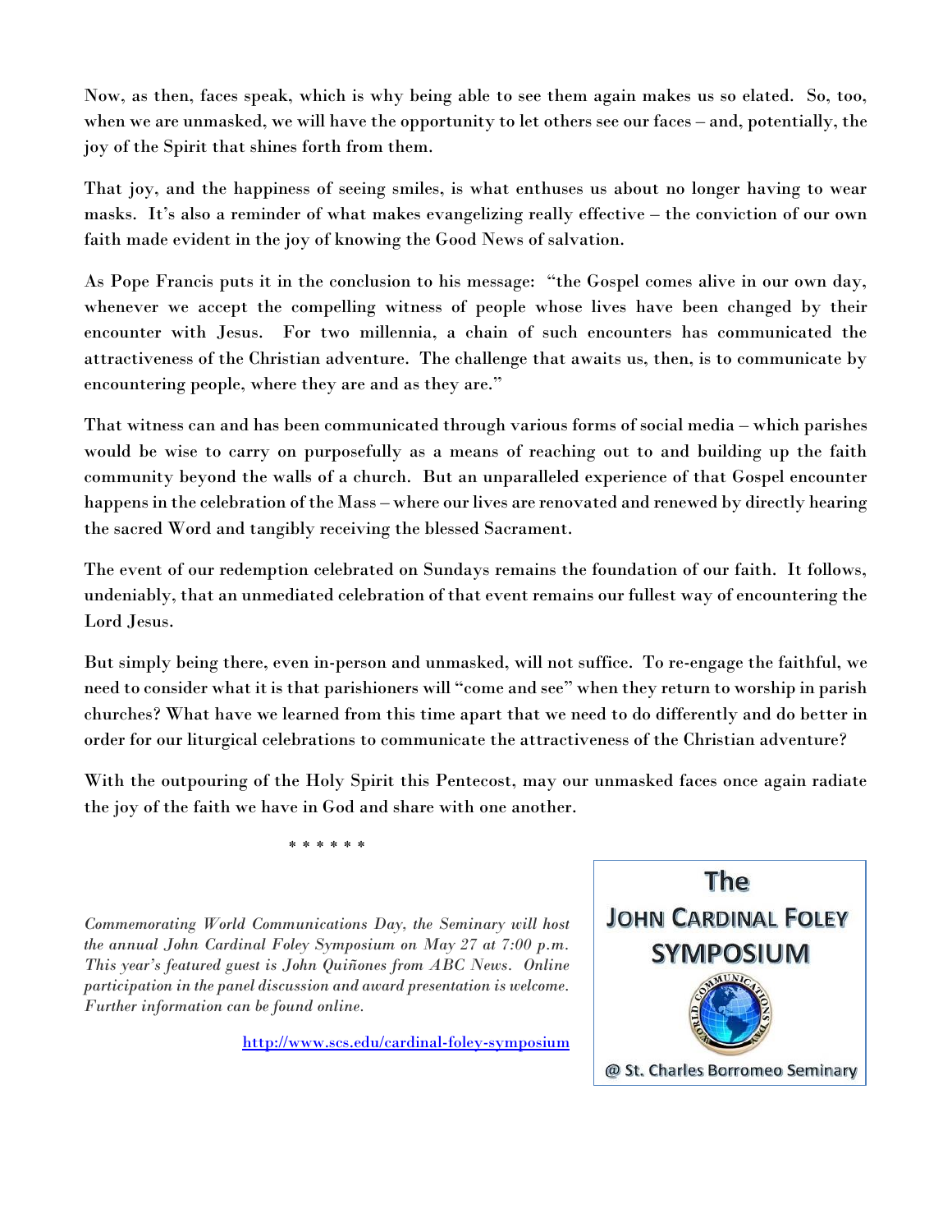Now, as then, faces speak, which is why being able to see them again makes us so elated. So, too, when we are unmasked, we will have the opportunity to let others see our faces – and, potentially, the joy of the Spirit that shines forth from them.

That joy, and the happiness of seeing smiles, is what enthuses us about no longer having to wear masks. It's also a reminder of what makes evangelizing really effective – the conviction of our own faith made evident in the joy of knowing the Good News of salvation.

As Pope Francis puts it in the conclusion to his message: "the Gospel comes alive in our own day, whenever we accept the compelling witness of people whose lives have been changed by their encounter with Jesus. For two millennia, a chain of such encounters has communicated the attractiveness of the Christian adventure. The challenge that awaits us, then, is to communicate by encountering people, where they are and as they are."

That witness can and has been communicated through various forms of social media – which parishes would be wise to carry on purposefully as a means of reaching out to and building up the faith community beyond the walls of a church. But an unparalleled experience of that Gospel encounter happens in the celebration of the Mass – where our lives are renovated and renewed by directly hearing the sacred Word and tangibly receiving the blessed Sacrament.

The event of our redemption celebrated on Sundays remains the foundation of our faith. It follows, undeniably, that an unmediated celebration of that event remains our fullest way of encountering the Lord Jesus.

But simply being there, even in-person and unmasked, will not suffice. To re-engage the faithful, we need to consider what it is that parishioners will "come and see" when they return to worship in parish churches? What have we learned from this time apart that we need to do differently and do better in order for our liturgical celebrations to communicate the attractiveness of the Christian adventure?

With the outpouring of the Holy Spirit this Pentecost, may our unmasked faces once again radiate the joy of the faith we have in God and share with one another.

\* \* \* \* \* \*

*Commemorating World Communications Day, the Seminary will host the annual John Cardinal Foley Symposium on May 27 at 7:00 p.m. This year's featured guest is John Quiñones from ABC News. Online participation in the panel discussion and award presentation is welcome. Further information can be found online.*

http://www.scs.edu/cardinal-foley-symposium

**The JOHN CARDINAL FOLEY SYMPOSIUM**

@ St. Charles Borromeo Seminary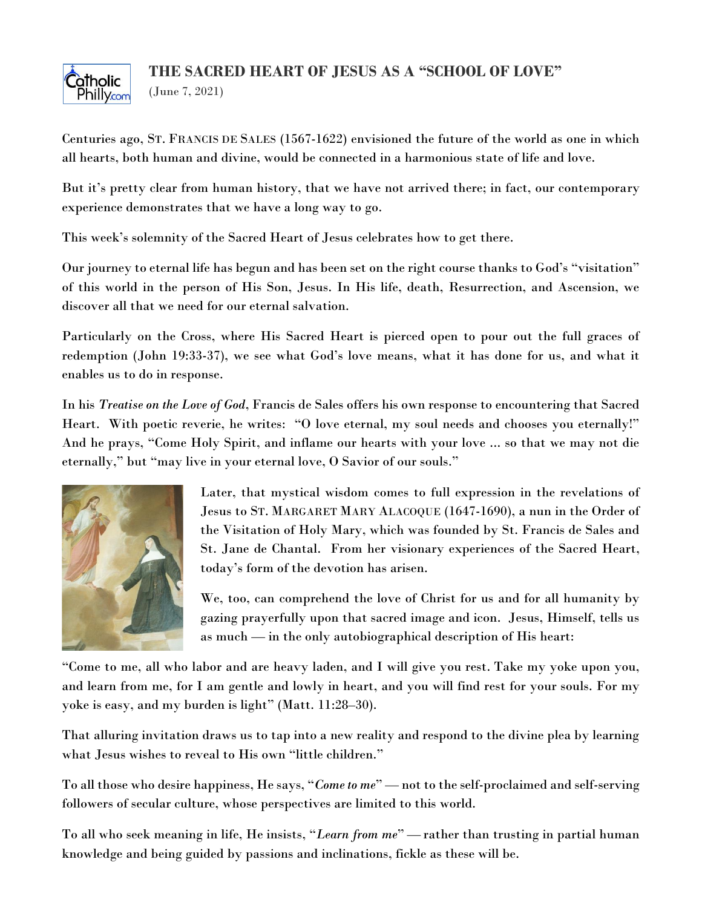# THE SACRED HEART OF JESUS AS A "SCHOOL OF LOVE"

(June 7, 2021)

Centuries ago, ST. FRANCIS DE SALES (1567-1622) envisioned the future of the world as one in which all hearts, both human and divine, would be connected in a harmonious state of life and love.

But it's pretty clear from human history, that we have not arrived there; in fact, our contemporary experience demonstrates that we have a long way to go.

This week's solemnity of the Sacred Heart of Jesus celebrates how to get there.

Our journey to eternal life has begun and has been set on the right course thanks to God's "visitation" of this world in the person of His Son, Jesus. In His life, death, Resurrection, and Ascension, we discover all that we need for our eternal salvation.

Particularly on the Cross, where His Sacred Heart is pierced open to pour out the full graces of redemption (John 19:33-37), we see what God's love means, what it has done for us, and what it enables us to do in response.

In his *Treatise on the Love of God*, Francis de Sales offers his own response to encountering that Sacred Heart. With poetic reverie, he writes: "O love eternal, my soul needs and chooses you eternally!" And he prays, "Come Holy Spirit, and inflame our hearts with your love … so that we may not die eternally," but "may live in your eternal love, O Savior of our souls."

Later, that mystical wisdom comes to full expression in the revelations of Jesus to ST. MARGARET MARY ALACOQUE (1647-1690), a nun in the Order of the Visitation of Holy Mary, which was founded by St. Francis de Sales and St. Jane de Chantal. From her visionary experiences of the Sacred Heart, today's form of the devotion has arisen.

We, too, can comprehend the love of Christ for us and for all humanity by gazing prayerfully upon that sacred image and icon. Jesus, Himself, tells us as much — in the only autobiographical description of His heart:

"Come to me, all who labor and are heavy laden, and I will give you rest. Take my yoke upon you, and learn from me, for I am gentle and lowly in heart, and you will find rest for your souls. For my yoke is easy, and my burden is light" (Matt. 11:28–30).

That alluring invitation draws us to tap into a new reality and respond to the divine plea by learning what Jesus wishes to reveal to His own "little children."

To all those who desire happiness, He says, "*Come to me*" — not to the self-proclaimed and self-serving followers of secular culture, whose perspectives are limited to this world.

To all who seek meaning in life, He insists, "*Learn from me*" — rather than trusting in partial human knowledge and being guided by passions and inclinations, fickle as these will be.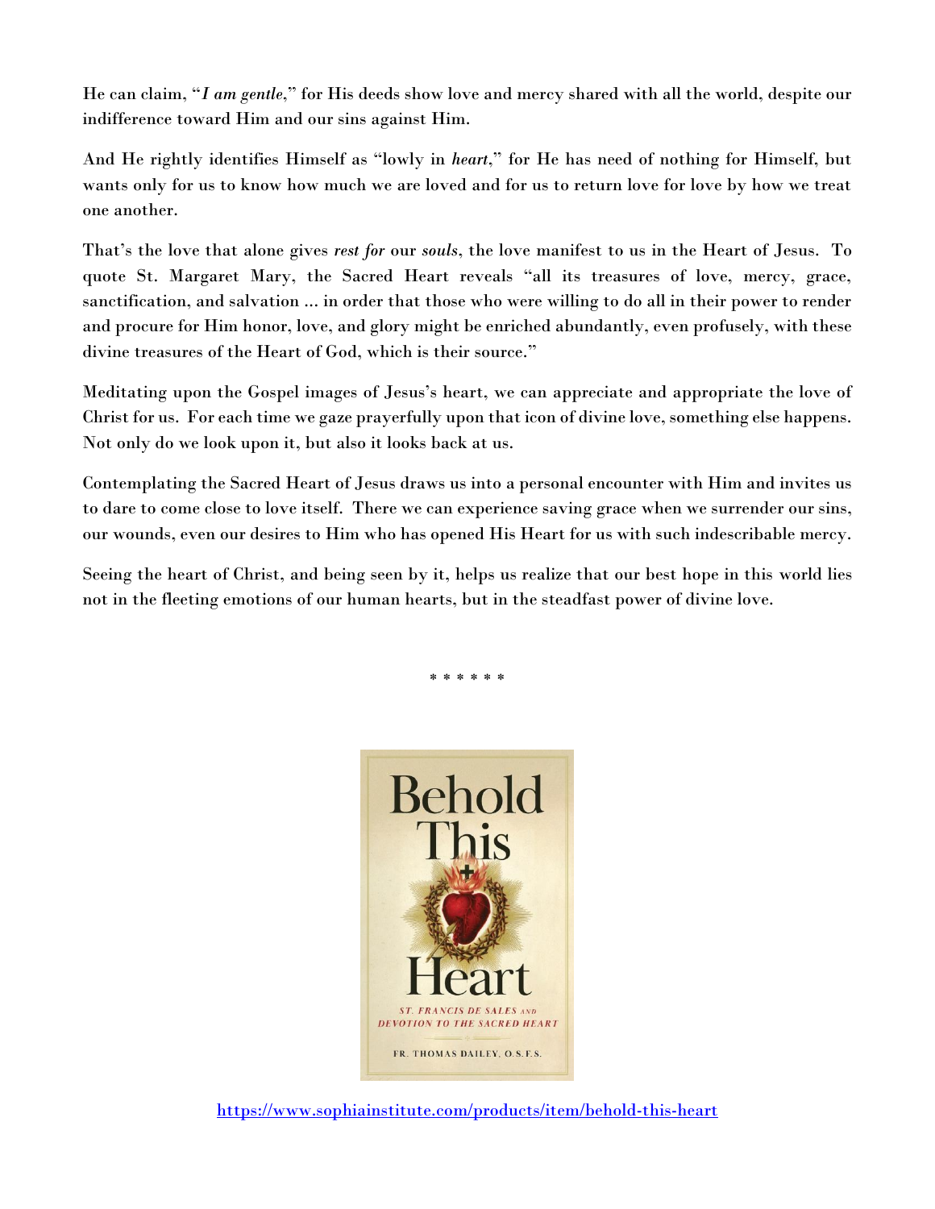He can claim, "*I am gentle*," for His deeds show love and mercy shared with all the world, despite our indifference toward Him and our sins against Him.

And He rightly identifies Himself as "lowly in *heart*," for He has need of nothing for Himself, but wants only for us to know how much we are loved and for us to return love for love by how we treat one another.

That's the love that alone gives *rest for* our *souls*, the love manifest to us in the Heart of Jesus. To quote St. Margaret Mary, the Sacred Heart reveals "all its treasures of love, mercy, grace, sanctification, and salvation … in order that those who were willing to do all in their power to render and procure for Him honor, love, and glory might be enriched abundantly, even profusely, with these divine treasures of the Heart of God, which is their source."

Meditating upon the Gospel images of Jesus's heart, we can appreciate and appropriate the love of Christ for us. For each time we gaze prayerfully upon that icon of divine love, something else happens. Not only do we look upon it, but also it looks back at us.

Contemplating the Sacred Heart of Jesus draws us into a personal encounter with Him and invites us to dare to come close to love itself. There we can experience saving grace when we surrender our sins, our wounds, even our desires to Him who has opened His Heart for us with such indescribable mercy.

Seeing the heart of Christ, and being seen by it, helps us realize that our best hope in this world lies not in the fleeting emotions of our human hearts, but in the steadfast power of divine love.

\* \* \* \* \* \*

Behold This Heart

ST. FRANCIS DE SALES AND DEVOTION TO THE SACRED HEART

FR. THOMAS DAILEY, O.S.F.S.

https://www.sophiainstitute.com/products/item/behold-this-heart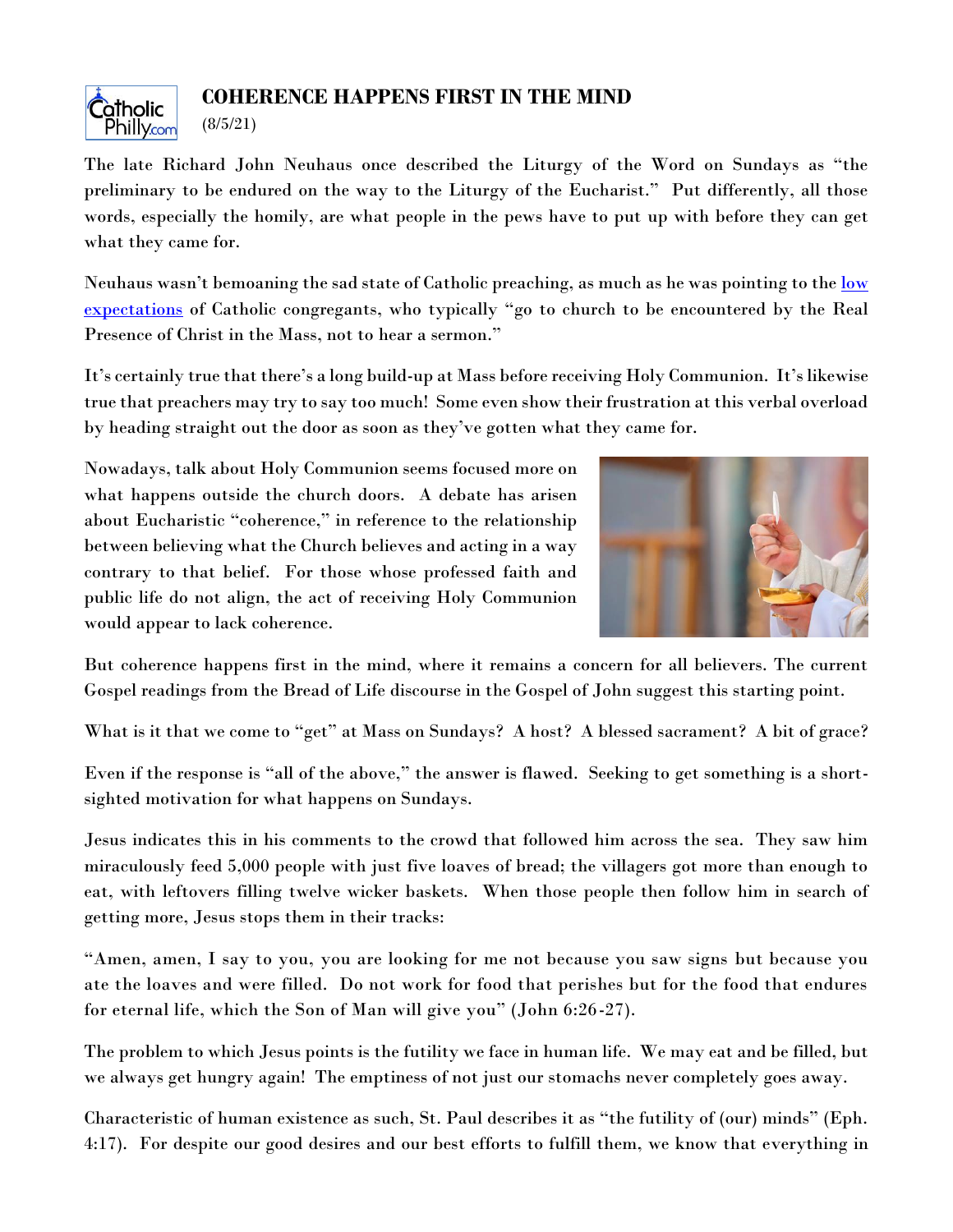# COHERENCE HAPPENS FIRST IN THE MIND

(8/5/21)

The late Richard John Neuhaus once described the Liturgy of the Word on Sundays as "the preliminary to be endured on the way to the Liturgy of the Eucharist." Put differently, all those words, especially the homily, are what people in the pews have to put up with before they can get what they came for.

Neuhaus wasn't bemoaning the sad state of Catholic preaching, as much as he was pointing to the low expectations of Catholic congregants, who typically "go to church to be encountered by the Real Presence of Christ in the Mass, not to hear a sermon."

It's certainly true that there's a long build-up at Mass before receiving Holy Communion. It's likewise true that preachers may try to say too much! Some even show their frustration at this verbal overload by heading straight out the door as soon as they've gotten what they came for.

Nowadays, talk about Holy Communion seems focused more on what happens outside the church doors. A debate has arisen about Eucharistic "coherence," in reference to the relationship between believing what the Church believes and acting in a way contrary to that belief. For those whose professed faith and public life do not align, the act of receiving Holy Communion would appear to lack coherence.

But coherence happens first in the mind, where it remains a concern for all believers. The current Gospel readings from the Bread of Life discourse in the Gospel of John suggest this starting point.

What is it that we come to "get" at Mass on Sundays? A host? A blessed sacrament? A bit of grace?

Even if the response is "all of the above," the answer is flawed. Seeking to get something is a short-sighted motivation for what happens on Sundays.

Jesus indicates this in his comments to the crowd that followed him across the sea. They saw him miraculously feed 5,000 people with just five loaves of bread; the villagers got more than enough to eat, with leftovers filling twelve wicker baskets. When those people then follow him in search of getting more, Jesus stops them in their tracks:

"Amen, amen, I say to you, you are looking for me not because you saw signs but because you ate the loaves and were filled. Do not work for food that perishes but for the food that endures for eternal life, which the Son of Man will give you" (John 6:26-27).

The problem to which Jesus points is the futility we face in human life. We may eat and be filled, but we always get hungry again! The emptiness of not just our stomachs never completely goes away.

Characteristic of human existence as such, St. Paul describes it as "the futility of (our) minds" (Eph. 4:17). For despite our good desires and our best efforts to fulfill them, we know that everything in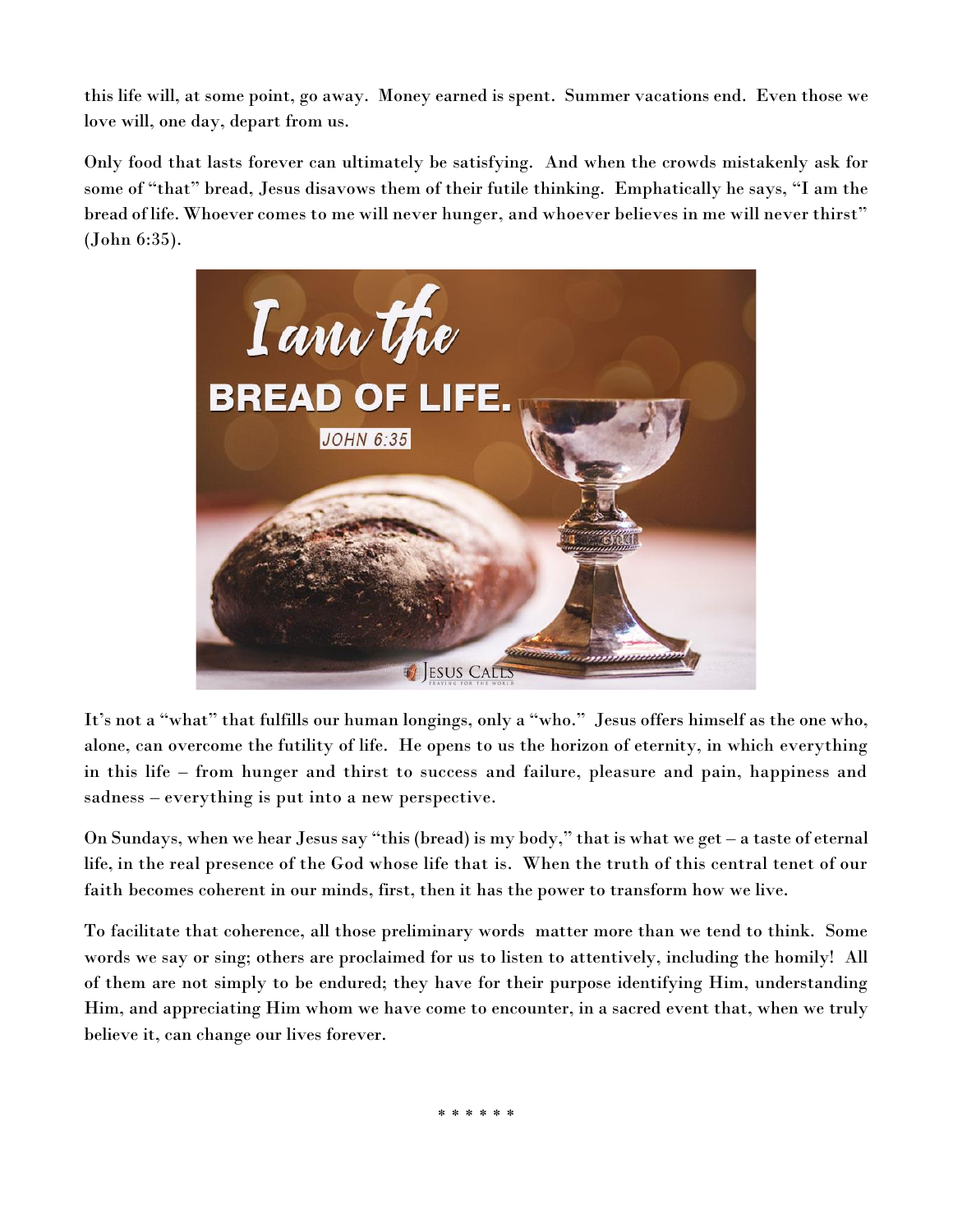this life will, at some point, go away. Money earned is spent. Summer vacations end. Even those we love will, one day, depart from us.

Only food that lasts forever can ultimately be satisfying. And when the crowds mistakenly ask for some of "that" bread, Jesus disavows them of their futile thinking. Emphatically he says, "I am the bread of life. Whoever comes to me will never hunger, and whoever believes in me will never thirst" (John 6:35).

It's not a "what" that fulfills our human longings, only a "who." Jesus offers himself as the one who, alone, can overcome the futility of life. He opens to us the horizon of eternity, in which everything in this life – from hunger and thirst to success and failure, pleasure and pain, happiness and sadness – everything is put into a new perspective.

On Sundays, when we hear Jesus say "this (bread) is my body," that is what we get – a taste of eternal life, in the real presence of the God whose life that is. When the truth of this central tenet of our faith becomes coherent in our minds, first, then it has the power to transform how we live.

To facilitate that coherence, all those preliminary words matter more than we tend to think. Some words we say or sing; others are proclaimed for us to listen to attentively, including the homily! All of them are not simply to be endured; they have for their purpose identifying Him, understanding Him, and appreciating Him whom we have come to encounter, in a sacred event that, when we truly believe it, can change our lives forever.

* * * * * *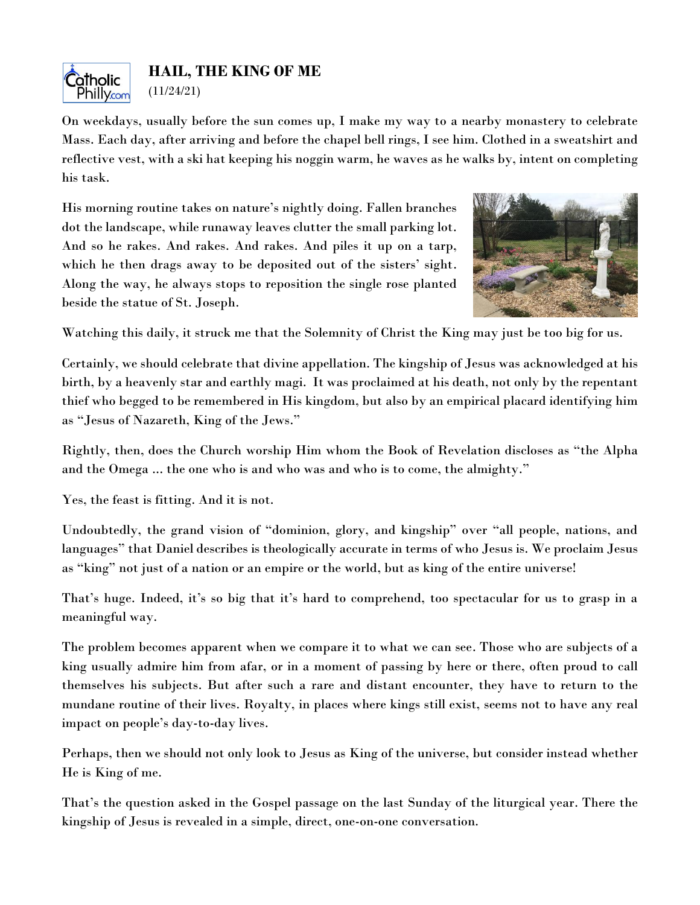## HAIL, THE KING OF ME

(11/24/21)

On weekdays, usually before the sun comes up, I make my way to a nearby monastery to celebrate Mass. Each day, after arriving and before the chapel bell rings, I see him. Clothed in a sweatshirt and reflective vest, with a ski hat keeping his noggin warm, he waves as he walks by, intent on completing his task.

His morning routine takes on nature's nightly doing. Fallen branches dot the landscape, while runaway leaves clutter the small parking lot. And so he rakes. And rakes. And rakes. And piles it up on a tarp, which he then drags away to be deposited out of the sisters' sight. Along the way, he always stops to reposition the single rose planted beside the statue of St. Joseph.

Watching this daily, it struck me that the Solemnity of Christ the King may just be too big for us.

Certainly, we should celebrate that divine appellation. The kingship of Jesus was acknowledged at his birth, by a heavenly star and earthly magi. It was proclaimed at his death, not only by the repentant thief who begged to be remembered in His kingdom, but also by an empirical placard identifying him as "Jesus of Nazareth, King of the Jews."

Rightly, then, does the Church worship Him whom the Book of Revelation discloses as "the Alpha and the Omega ... the one who is and who was and who is to come, the almighty."

Yes, the feast is fitting. And it is not.

Undoubtedly, the grand vision of "dominion, glory, and kingship" over "all people, nations, and languages" that Daniel describes is theologically accurate in terms of who Jesus is. We proclaim Jesus as "king" not just of a nation or an empire or the world, but as king of the entire universe!

That's huge. Indeed, it's so big that it's hard to comprehend, too spectacular for us to grasp in a meaningful way.

The problem becomes apparent when we compare it to what we can see. Those who are subjects of a king usually admire him from afar, or in a moment of passing by here or there, often proud to call themselves his subjects. But after such a rare and distant encounter, they have to return to the mundane routine of their lives. Royalty, in places where kings still exist, seems not to have any real impact on people's day-to-day lives.

Perhaps, then we should not only look to Jesus as King of the universe, but consider instead whether He is King of me.

That's the question asked in the Gospel passage on the last Sunday of the liturgical year. There the kingship of Jesus is revealed in a simple, direct, one-on-one conversation.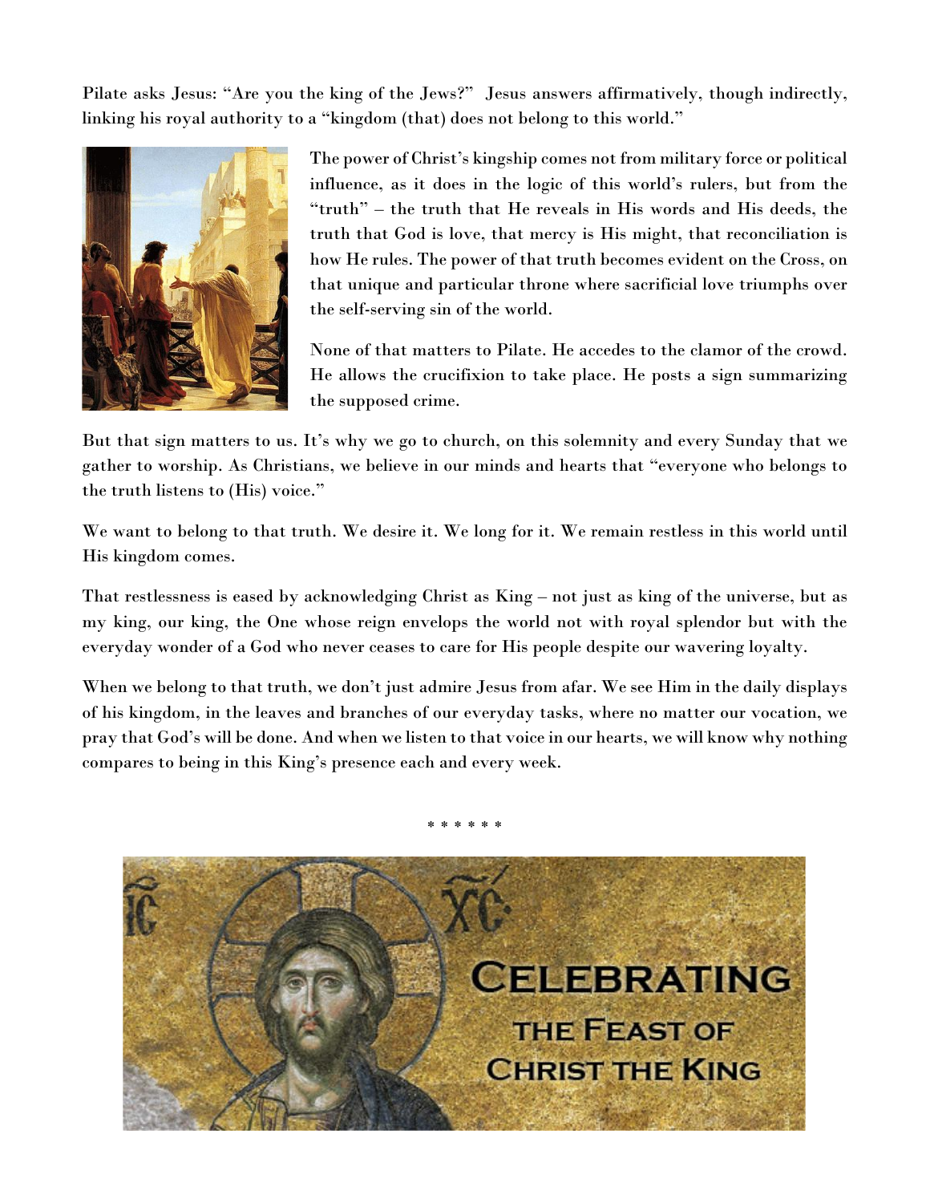Pilate asks Jesus: "Are you the king of the Jews?" Jesus answers affirmatively, though indirectly, linking his royal authority to a "kingdom (that) does not belong to this world."

The power of Christ's kingship comes not from military force or political influence, as it does in the logic of this world's rulers, but from the "truth" – the truth that He reveals in His words and His deeds, the truth that God is love, that mercy is His might, that reconciliation is how He rules. The power of that truth becomes evident on the Cross, on that unique and particular throne where sacrificial love triumphs over the self-serving sin of the world.

None of that matters to Pilate. He accedes to the clamor of the crowd. He allows the crucifixion to take place. He posts a sign summarizing the supposed crime.

But that sign matters to us. It's why we go to church, on this solemnity and every Sunday that we gather to worship. As Christians, we believe in our minds and hearts that "everyone who belongs to the truth listens to (His) voice."

We want to belong to that truth. We desire it. We long for it. We remain restless in this world until His kingdom comes.

That restlessness is eased by acknowledging Christ as King – not just as king of the universe, but as my king, our king, the One whose reign envelops the world not with royal splendor but with the everyday wonder of a God who never ceases to care for His people despite our wavering loyalty.

When we belong to that truth, we don't just admire Jesus from afar. We see Him in the daily displays of his kingdom, in the leaves and branches of our everyday tasks, where no matter our vocation, we pray that God's will be done. And when we listen to that voice in our hearts, we will know why nothing compares to being in this King's presence each and every week.

\* \* \* \* \* \*

CELEBRATING THE FEAST OF CHRIST THE KING